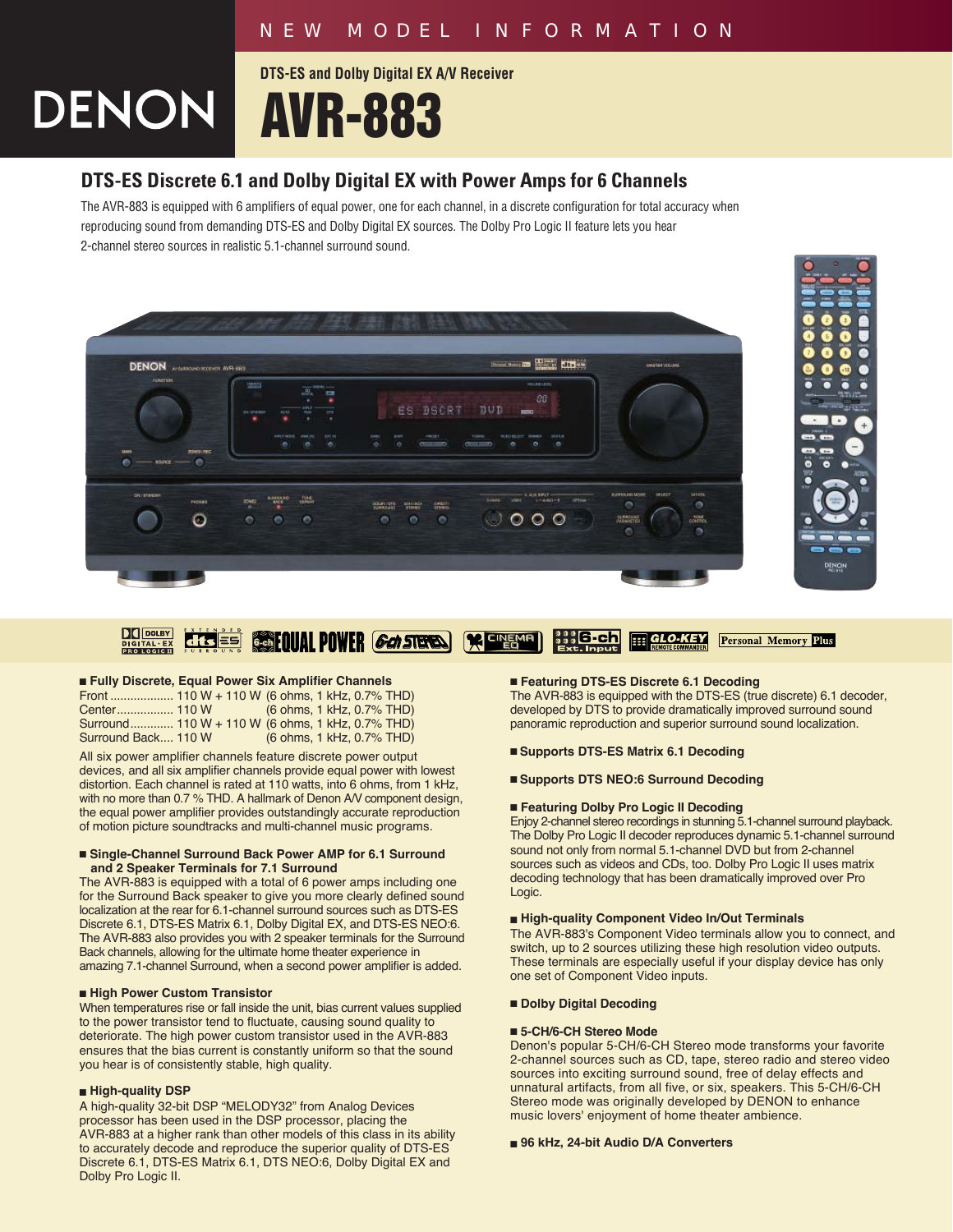NEW MODEL INFORMATION

DENON

**DTS-ES and Dolby Digital EX A/V Receiver**

# AVR-883

## DTS-ES Discrete 6.1 and Dolby Digital EX with Power Amps for 6 Channels

The AVR-883 is equipped with 6 amplifiers of equal power, one for each channel, in a discrete configuration for total accuracy when reproducing sound from demanding DTS-ES and Dolby Digital EX sources. The Dolby Pro Logic II feature lets you hear 2-channel stereo sources in realistic 5.1-channel surround sound.

### ■ Fully Discrete, Equal Power Six Amplifier Channels

| | | |
|---|---|---|
| Front | 110 W + 110 W | (6 ohms, 1 kHz, 0.7% THD) |
| Center | 110 W | (6 ohms, 1 kHz, 0.7% THD) |
| Surround | 110 W + 110 W | (6 ohms, 1 kHz, 0.7% THD) |
| Surround Back | 110 W | (6 ohms, 1 kHz, 0.7% THD) |

All six power amplifier channels feature discrete power output devices, and all six amplifier channels provide equal power with lowest distortion. Each channel is rated at 110 watts, into 6 ohms, from 1 kHz, with no more than 0.7 % THD. A hallmark of Denon A/V component design, the equal power amplifier provides outstandingly accurate reproduction of motion picture soundtracks and multi-channel music programs.

### ■ Single-Channel Surround Back Power AMP for 6.1 Surround and 2 Speaker Terminals for 7.1 Surround

The AVR-883 is equipped with a total of 6 power amps including one for the Surround Back speaker to give you more clearly defined sound localization at the rear for 6.1-channel surround sources such as DTS-ES Discrete 6.1, DTS-ES Matrix 6.1, Dolby Digital EX, and DTS-ES NEO:6. The AVR-883 also provides you with 2 speaker terminals for the Surround Back channels, allowing for the ultimate home theater experience in amazing 7.1-channel Surround, when a second power amplifier is added.

### ■ High Power Custom Transistor

When temperatures rise or fall inside the unit, bias current values supplied to the power transistor tend to fluctuate, causing sound quality to deteriorate. The high power custom transistor used in the AVR-883 ensures that the bias current is constantly uniform so that the sound you hear is of consistently stable, high quality.

### ■ High-quality DSP

A high-quality 32-bit DSP "MELODY32" from Analog Devices processor has been used in the DSP processor, placing the AVR-883 at a higher rank than other models of this class in its ability to accurately decode and reproduce the superior quality of DTS-ES Discrete 6.1, DTS-ES Matrix 6.1, DTS NEO:6, Dolby Digital EX and Dolby Pro Logic II.

### ■ Featuring DTS-ES Discrete 6.1 Decoding

The AVR-883 is equipped with the DTS-ES (true discrete) 6.1 decoder, developed by DTS to provide dramatically improved surround sound panoramic reproduction and superior surround sound localization.

### ■ Supports DTS-ES Matrix 6.1 Decoding

### ■ Supports DTS NEO:6 Surround Decoding

### ■ Featuring Dolby Pro Logic II Decoding

Enjoy 2-channel stereo recordings in stunning 5.1-channel surround playback. The Dolby Pro Logic II decoder reproduces dynamic 5.1-channel surround sound not only from normal 5.1-channel DVD but from 2-channel sources such as videos and CDs, too. Dolby Pro Logic II uses matrix decoding technology that has been dramatically improved over Pro Logic.

### ■ High-quality Component Video In/Out Terminals

The AVR-883's Component Video terminals allow you to connect, and switch, up to 2 sources utilizing these high resolution video outputs. These terminals are especially useful if your display device has only one set of Component Video inputs.

### ■ Dolby Digital Decoding

### ■ 5-CH/6-CH Stereo Mode

Denon's popular 5-CH/6-CH Stereo mode transforms your favorite 2-channel sources such as CD, tape, stereo radio and stereo video sources into exciting surround sound, free of delay effects and unnatural artifacts, from all five, or six, speakers. This 5-CH/6-CH Stereo mode was originally developed by DENON to enhance music lovers' enjoyment of home theater ambience.

### ■ 96 kHz, 24-bit Audio D/A Converters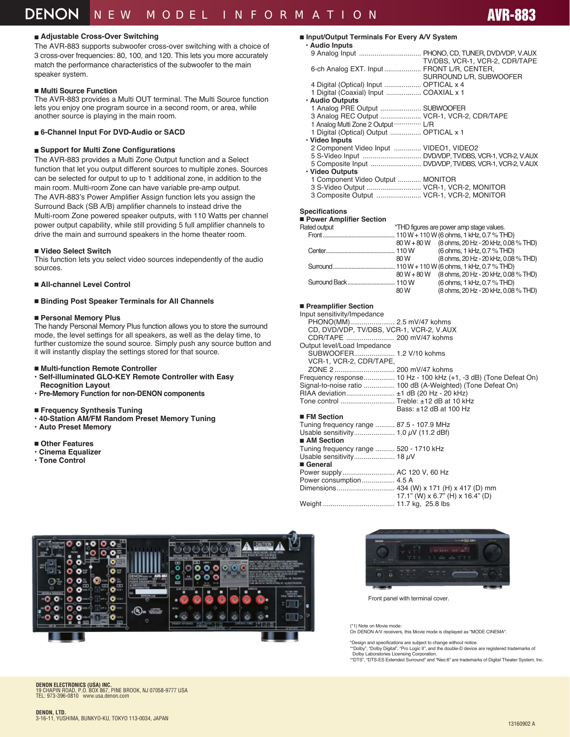## Adjustable Cross-Over Switching

The AVR-883 supports subwoofer cross-over switching with a choice of 3 cross-over frequencies: 80, 100, and 120. This lets you more accurately match the performance characteristics of the subwoofer to the main speaker system.

## Multi Source Function

The AVR-883 provides a Multi OUT terminal. The Multi Source function lets you enjoy one program source in a second room, or area, while another source is playing in the main room.

## 6-Channel Input For DVD-Audio or SACD

## Support for Multi Zone Configurations

The AVR-883 provides a Multi Zone Output function and a Select function that let you output different sources to multiple zones. Sources can be selected for output to up to 1 additional zone, in addition to the main room. Multi-room Zone can have variable pre-amp output.
The AVR-883's Power Amplifier Assign function lets you assign the Surround Back (SB A/B) amplifier channels to instead drive the Multi-room Zone powered speaker outputs, with 110 Watts per channel power output capability, while still providing 5 full amplifier channels to drive the main and surround speakers in the home theater room.

## Video Select Switch

This function lets you select video sources independently of the audio sources.

## All-channel Level Control

## Binding Post Speaker Terminals for All Channels

## Personal Memory Plus

The handy Personal Memory Plus function allows you to store the surround mode, the level settings for all speakers, as well as the delay time, to further customize the sound source. Simply push any source button and it will instantly display the settings stored for that source.

## Multi-function Remote Controller

- **Self-illuminated GLO-KEY Remote Controller with Easy Recognition Layout**
- **Pre-Memory Function for non-DENON components**

## Frequency Synthesis Tuning

- **40-Station AM/FM Random Preset Memory Tuning**
- **Auto Preset Memory**

## Other Features

- **Cinema Equalizer**
- **Tone Control**

## Input/Output Terminals For Every A/V System

**· Audio Inputs**

- 9 Analog Input ........ PHONO, CD, TUNER, DVD/VDP, V.AUX, TV/DBS, VCR-1, VCR-2, CDR/TAPE
- 6-ch Analog EXT. Input ........ FRONT L/R, CENTER, SURROUND L/R, SUBWOOFER
- 4 Digital (Optical) Input ........ OPTICAL x 4
- 1 Digital (Coaxial) Input ........ COAXIAL x 1

**· Audio Outputs**

- 1 Analog PRE Output ........ SUBWOOFER
- 3 Analog REC Output ........ VCR-1, VCR-2, CDR/TAPE
- 1 Analog Multi Zone 2 Output ........ L/R
- 1 Digital (Optical) Output ........ OPTICAL x 1

**· Video Inputs**

- 2 Component Video Input ........ VIDEO1, VIDEO2
- 5 S-Video Input ........ DVD/VDP, TV/DBS, VCR-1, VCR-2, V.AUX
- 5 Composite Input ........ DVD/VDP, TV/DBS, VCR-1, VCR-2, V.AUX

**· Video Outputs**

- 1 Component Video Output ........ MONITOR
- 3 S-Video Output ........ VCR-1, VCR-2, MONITOR
- 3 Composite Output ........ VCR-1, VCR-2, MONITOR

## Specifications

### Power Amplifier Section

Rated output — *THD figures are power amp stage values.

| | | |
|---|---|---|
| Front | 110 W + 110 W | (6 ohms, 1 kHz, 0.7 % THD) |
| | 80 W + 80 W | (8 ohms, 20 Hz - 20 kHz, 0.08 % THD) |
| Center | 110 W | (6 ohms, 1 kHz, 0.7 % THD) |
| | 80 W | (8 ohms, 20 Hz - 20 kHz, 0.08 % THD) |
| Surround | 110 W + 110 W | (6 ohms, 1 kHz, 0.7 % THD) |
| | 80 W + 80 W | (8 ohms, 20 Hz - 20 kHz, 0.08 % THD) |
| Surround Back | 110 W | (6 ohms, 1 kHz, 0.7 % THD) |
| | 80 W | (8 ohms, 20 Hz - 20 kHz, 0.08 % THD) |

### Preamplifier Section

Input sensitivity/Impedance
- PHONO(MM) ........ 2.5 mV/47 kohms
- CD, DVD/VDP, TV/DBS, VCR-1, VCR-2, V.AUX CDR/TAPE ........ 200 mV/47 kohms

Output level/Load Impedance
- SUBWOOFER ........ 1.2 V/10 kohms
- VCR-1, VCR-2, CDR/TAPE, ZONE 2 ........ 200 mV/47 kohms

Frequency response ........ 10 Hz - 100 kHz (+1, -3 dB) (Tone Defeat On)
Signal-to-noise ratio ........ 100 dB (A-Weighted) (Tone Defeat On)
RIAA deviation ........ ±1 dB (20 Hz - 20 kHz)
Tone control ........ Treble: ±12 dB at 10 kHz; Bass: ±12 dB at 100 Hz

### FM Section

Tuning frequency range ........ 87.5 - 107.9 MHz
Usable sensitivity ........ 1.0 μV (11.2 dBf)

### AM Section

Tuning frequency range ........ 520 - 1710 kHz
Usable sensitivity ........ 18 μV

### General

Power supply ........ AC 120 V, 60 Hz
Power consumption ........ 4.5 A
Dimensions ........ 434 (W) x 171 (H) x 417 (D) mm; 17.1" (W) x 6.7" (H) x 16.4" (D)
Weight ........ 11.7 kg, 25.8 lbs

Front panel with terminal cover.

(*1) Note on Movie mode:
On DENON A/V receivers, this Movie mode is displayed as "MODE CINEMA".

*Design and specifications are subject to change without notice.
*"Dolby", "Dolby Digital", "Pro Logic II", and the double-D device are registered trademarks of Dolby Laboratories Licensing Corporation.
*"DTS", "DTS-ES Extended Surround" and "Neo:6" are trademarks of Digital Theater System, Inc.

**DENON ELECTRONICS (USA) INC.**
19 CHAPIN ROAD, P.O. BOX 867, PINE BROOK, NJ 07058-9777 USA
TEL: 973-396-0810 www.usa.denon.com

**DENON, LTD.**
3-16-11, YUSHIMA, BUNKYO-KU, TOKYO 113-0034, JAPAN

13160902 A